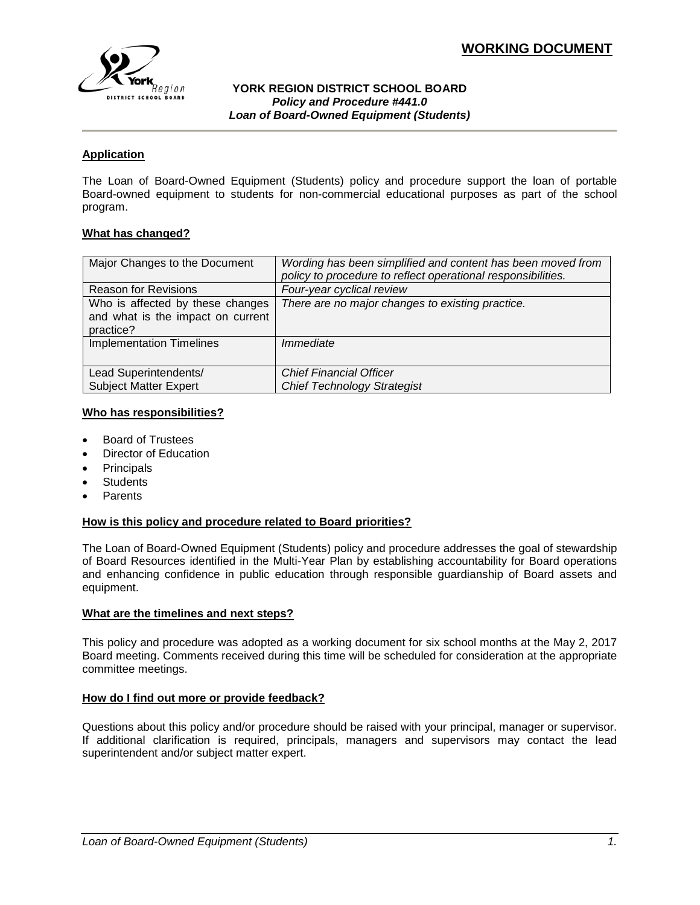**WORKING DOCUMENT**

**YORK REGION DISTRICT SCHOOL BOARD**
***Policy and Procedure #441.0***
***Loan of Board-Owned Equipment (Students)***

## Application

The Loan of Board-Owned Equipment (Students) policy and procedure support the loan of portable Board-owned equipment to students for non-commercial educational purposes as part of the school program.

## What has changed?

| | |
|---|---|
| Major Changes to the Document | *Wording has been simplified and content has been moved from policy to procedure to reflect operational responsibilities.* |
| Reason for Revisions | *Four-year cyclical review* |
| Who is affected by these changes and what is the impact on current practice? | *There are no major changes to existing practice.* |
| Implementation Timelines | *Immediate* |
| Lead Superintendents/ Subject Matter Expert | *Chief Financial Officer* *Chief Technology Strategist* |

## Who has responsibilities?

- Board of Trustees
- Director of Education
- Principals
- Students
- Parents

## How is this policy and procedure related to Board priorities?

The Loan of Board-Owned Equipment (Students) policy and procedure addresses the goal of stewardship of Board Resources identified in the Multi-Year Plan by establishing accountability for Board operations and enhancing confidence in public education through responsible guardianship of Board assets and equipment.

## What are the timelines and next steps?

This policy and procedure was adopted as a working document for six school months at the May 2, 2017 Board meeting. Comments received during this time will be scheduled for consideration at the appropriate committee meetings.

## How do I find out more or provide feedback?

Questions about this policy and/or procedure should be raised with your principal, manager or supervisor. If additional clarification is required, principals, managers and supervisors may contact the lead superintendent and/or subject matter expert.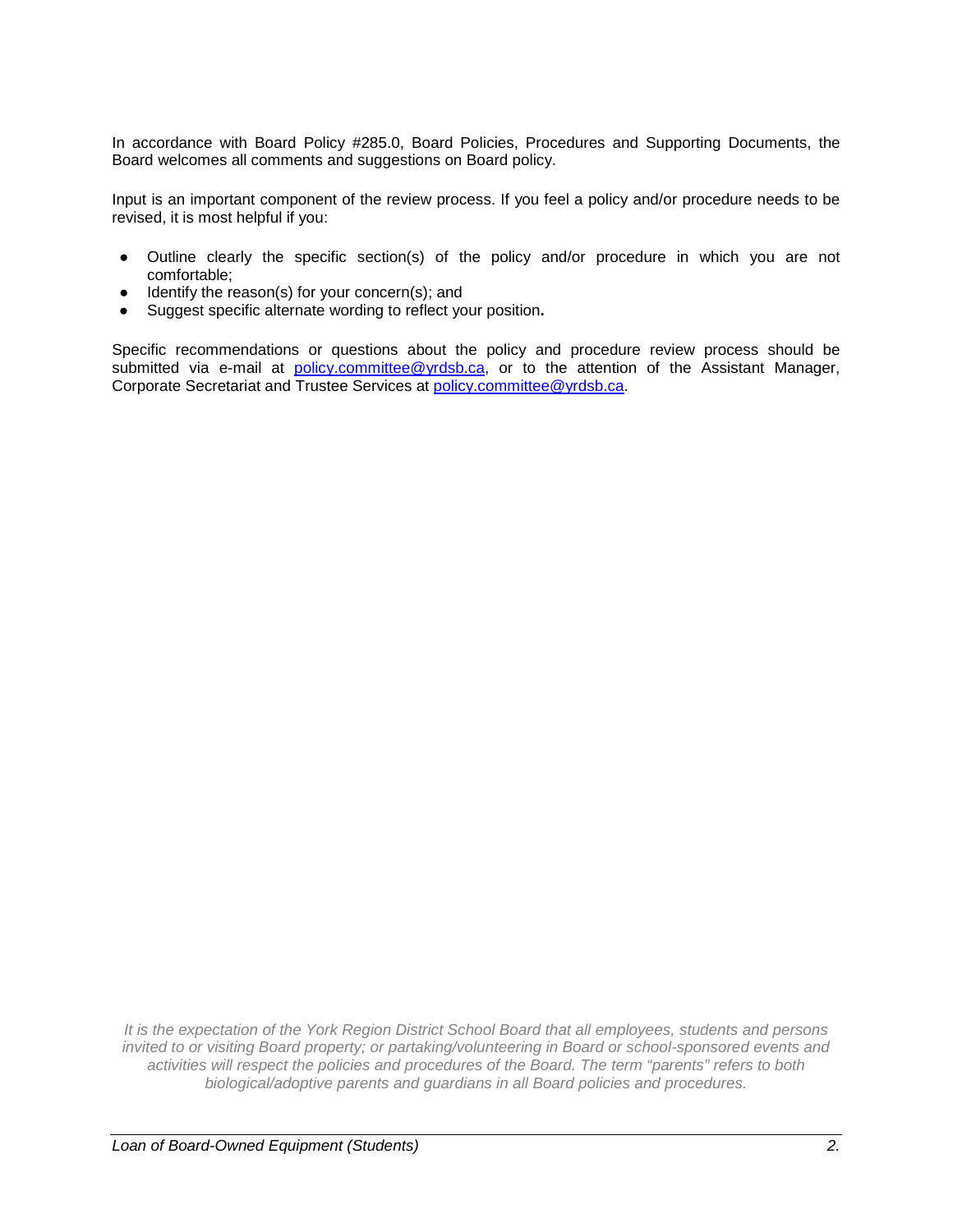In accordance with Board Policy #285.0, Board Policies, Procedures and Supporting Documents, the Board welcomes all comments and suggestions on Board policy.

Input is an important component of the review process. If you feel a policy and/or procedure needs to be revised, it is most helpful if you:

- Outline clearly the specific section(s) of the policy and/or procedure in which you are not comfortable;
- Identify the reason(s) for your concern(s); and
- Suggest specific alternate wording to reflect your position**.**

Specific recommendations or questions about the policy and procedure review process should be submitted via e-mail at policy.committee@yrdsb.ca, or to the attention of the Assistant Manager, Corporate Secretariat and Trustee Services at policy.committee@yrdsb.ca.

*It is the expectation of the York Region District School Board that all employees, students and persons invited to or visiting Board property; or partaking/volunteering in Board or school-sponsored events and activities will respect the policies and procedures of the Board. The term "parents" refers to both biological/adoptive parents and guardians in all Board policies and procedures.*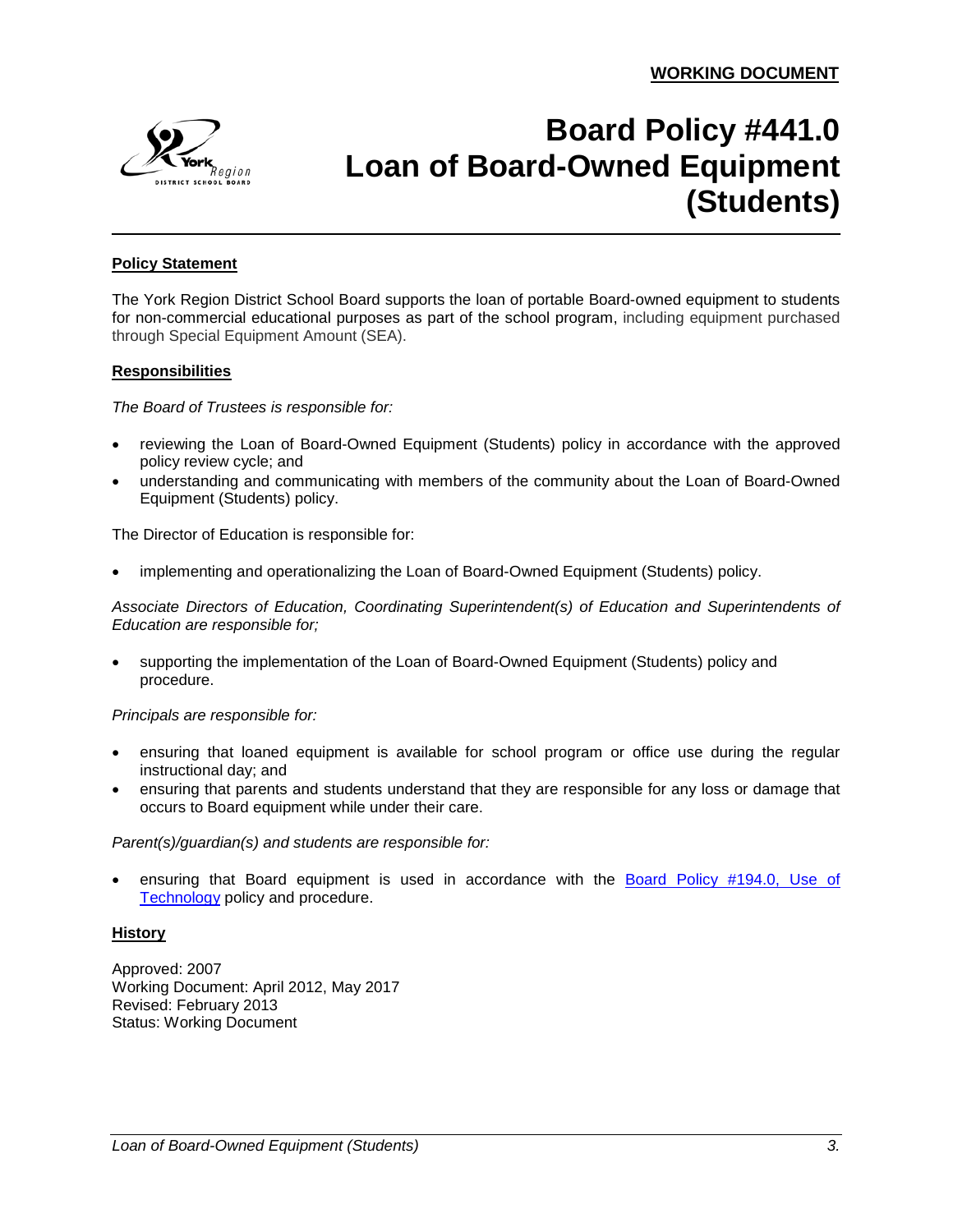**WORKING DOCUMENT**

# Board Policy #441.0 Loan of Board-Owned Equipment (Students)

## Policy Statement

The York Region District School Board supports the loan of portable Board-owned equipment to students for non-commercial educational purposes as part of the school program, including equipment purchased through Special Equipment Amount (SEA).

## Responsibilities

*The Board of Trustees is responsible for:*

- reviewing the Loan of Board-Owned Equipment (Students) policy in accordance with the approved policy review cycle; and
- understanding and communicating with members of the community about the Loan of Board-Owned Equipment (Students) policy.

The Director of Education is responsible for:

- implementing and operationalizing the Loan of Board-Owned Equipment (Students) policy.

*Associate Directors of Education, Coordinating Superintendent(s) of Education and Superintendents of Education are responsible for;*

- supporting the implementation of the Loan of Board-Owned Equipment (Students) policy and procedure.

*Principals are responsible for:*

- ensuring that loaned equipment is available for school program or office use during the regular instructional day; and
- ensuring that parents and students understand that they are responsible for any loss or damage that occurs to Board equipment while under their care.

*Parent(s)/guardian(s) and students are responsible for:*

- ensuring that Board equipment is used in accordance with the Board Policy #194.0, Use of Technology policy and procedure.

## History

Approved: 2007
Working Document: April 2012, May 2017
Revised: February 2013
Status: Working Document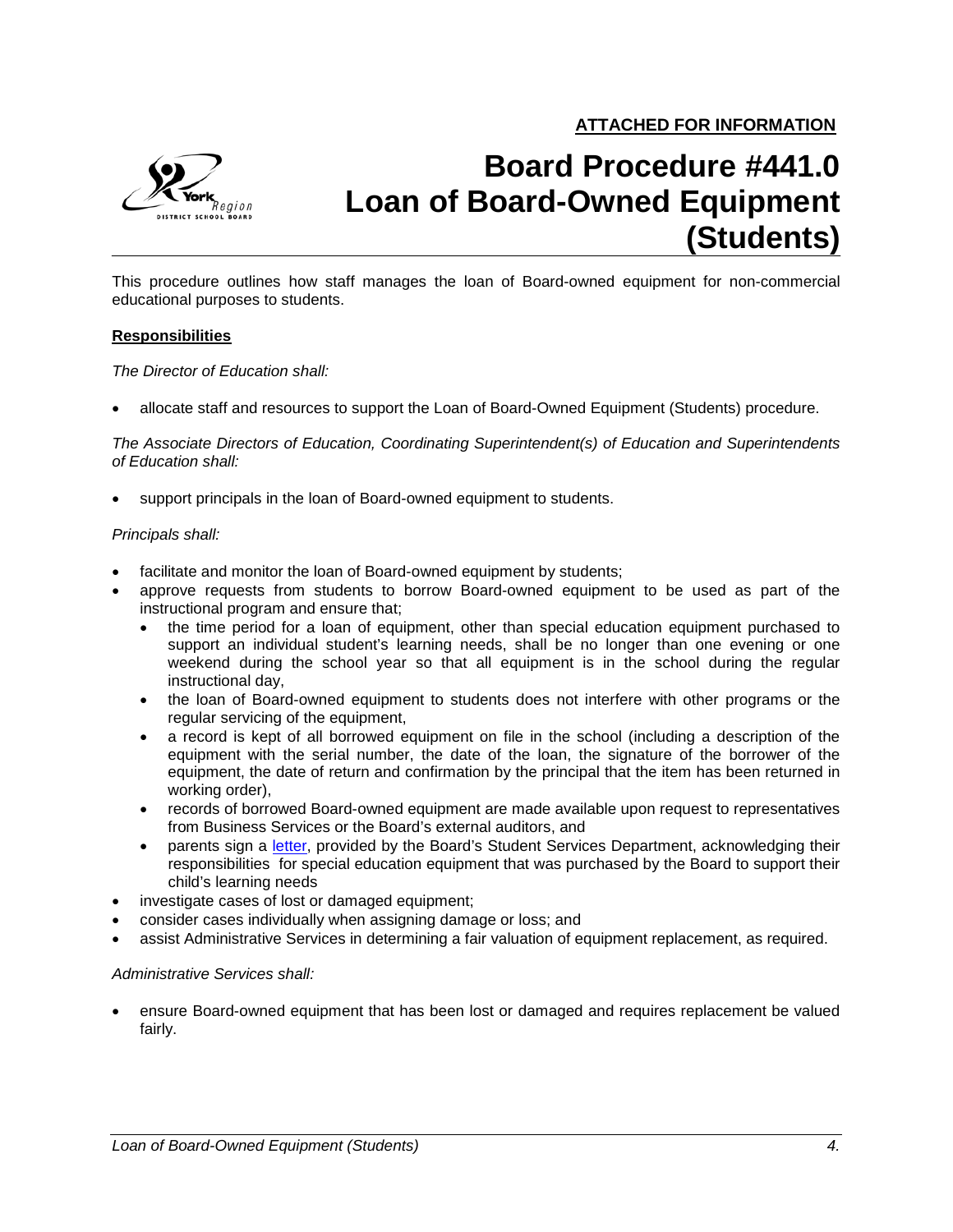**ATTACHED FOR INFORMATION**

# Board Procedure #441.0 Loan of Board-Owned Equipment (Students)

This procedure outlines how staff manages the loan of Board-owned equipment for non-commercial educational purposes to students.

**Responsibilities**

*The Director of Education shall:*

- allocate staff and resources to support the Loan of Board-Owned Equipment (Students) procedure.

*The Associate Directors of Education, Coordinating Superintendent(s) of Education and Superintendents of Education shall:*

- support principals in the loan of Board-owned equipment to students.

*Principals shall:*

- facilitate and monitor the loan of Board-owned equipment by students;
- approve requests from students to borrow Board-owned equipment to be used as part of the instructional program and ensure that;
  - the time period for a loan of equipment, other than special education equipment purchased to support an individual student's learning needs, shall be no longer than one evening or one weekend during the school year so that all equipment is in the school during the regular instructional day,
  - the loan of Board-owned equipment to students does not interfere with other programs or the regular servicing of the equipment,
  - a record is kept of all borrowed equipment on file in the school (including a description of the equipment with the serial number, the date of the loan, the signature of the borrower of the equipment, the date of return and confirmation by the principal that the item has been returned in working order),
  - records of borrowed Board-owned equipment are made available upon request to representatives from Business Services or the Board's external auditors, and
  - parents sign a letter, provided by the Board's Student Services Department, acknowledging their responsibilities for special education equipment that was purchased by the Board to support their child's learning needs
- investigate cases of lost or damaged equipment;
- consider cases individually when assigning damage or loss; and
- assist Administrative Services in determining a fair valuation of equipment replacement, as required.

*Administrative Services shall:*

- ensure Board-owned equipment that has been lost or damaged and requires replacement be valued fairly.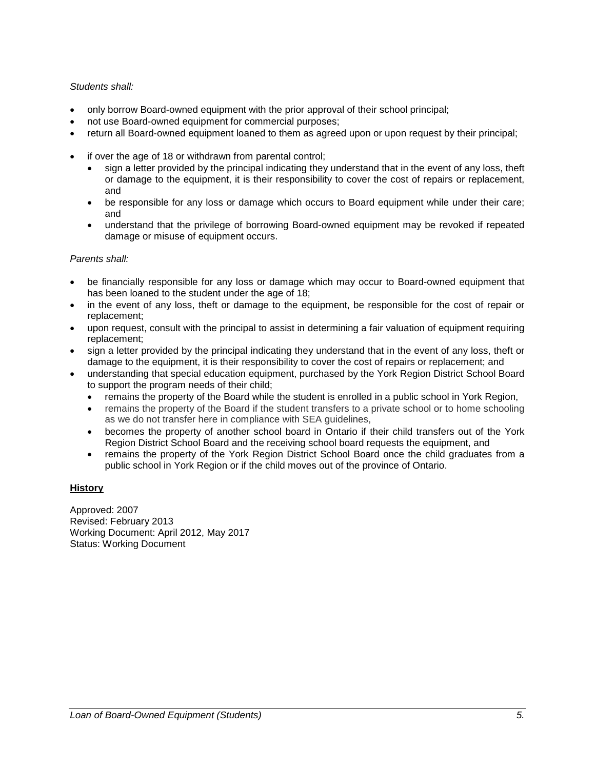*Students shall:*

- only borrow Board-owned equipment with the prior approval of their school principal;
- not use Board-owned equipment for commercial purposes;
- return all Board-owned equipment loaned to them as agreed upon or upon request by their principal;

- if over the age of 18 or withdrawn from parental control;
  - sign a letter provided by the principal indicating they understand that in the event of any loss, theft or damage to the equipment, it is their responsibility to cover the cost of repairs or replacement, and
  - be responsible for any loss or damage which occurs to Board equipment while under their care; and
  - understand that the privilege of borrowing Board-owned equipment may be revoked if repeated damage or misuse of equipment occurs.

*Parents shall:*

- be financially responsible for any loss or damage which may occur to Board-owned equipment that has been loaned to the student under the age of 18;
- in the event of any loss, theft or damage to the equipment, be responsible for the cost of repair or replacement;
- upon request, consult with the principal to assist in determining a fair valuation of equipment requiring replacement;
- sign a letter provided by the principal indicating they understand that in the event of any loss, theft or damage to the equipment, it is their responsibility to cover the cost of repairs or replacement; and
- understanding that special education equipment, purchased by the York Region District School Board to support the program needs of their child;
  - remains the property of the Board while the student is enrolled in a public school in York Region,
  - remains the property of the Board if the student transfers to a private school or to home schooling as we do not transfer here in compliance with SEA guidelines,
  - becomes the property of another school board in Ontario if their child transfers out of the York Region District School Board and the receiving school board requests the equipment, and
  - remains the property of the York Region District School Board once the child graduates from a public school in York Region or if the child moves out of the province of Ontario.

**History**

Approved: 2007
Revised: February 2013
Working Document: April 2012, May 2017
Status: Working Document